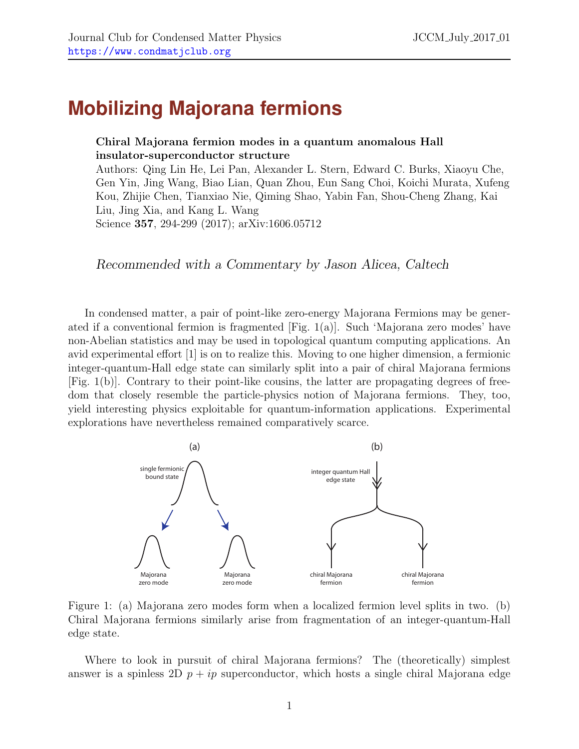# Mobilizing Majorana fermions

**Chiral Majorana fermion modes in a quantum anomalous Hall insulator-superconductor structure**
Authors: Qing Lin He, Lei Pan, Alexander L. Stern, Edward C. Burks, Xiaoyu Che, Gen Yin, Jing Wang, Biao Lian, Quan Zhou, Eun Sang Choi, Koichi Murata, Xufeng Kou, Zhijie Chen, Tianxiao Nie, Qiming Shao, Yabin Fan, Shou-Cheng Zhang, Kai Liu, Jing Xia, and Kang L. Wang
Science **357**, 294-299 (2017); arXiv:1606.05712

*Recommended with a Commentary by Jason Alicea, Caltech*

In condensed matter, a pair of point-like zero-energy Majorana Fermions may be generated if a conventional fermion is fragmented [Fig. 1(a)]. Such 'Majorana zero modes' have non-Abelian statistics and may be used in topological quantum computing applications. An avid experimental effort [1] is on to realize this. Moving to one higher dimension, a fermionic integer-quantum-Hall edge state can similarly split into a pair of chiral Majorana fermions [Fig. 1(b)]. Contrary to their point-like cousins, the latter are propagating degrees of freedom that closely resemble the particle-physics notion of Majorana fermions. They, too, yield interesting physics exploitable for quantum-information applications. Experimental explorations have nevertheless remained comparatively scarce.

Figure 1: (a) Majorana zero modes form when a localized fermion level splits in two. (b) Chiral Majorana fermions similarly arise from fragmentation of an integer-quantum-Hall edge state.

Where to look in pursuit of chiral Majorana fermions? The (theoretically) simplest answer is a spinless 2D $p + ip$ superconductor, which hosts a single chiral Majorana edge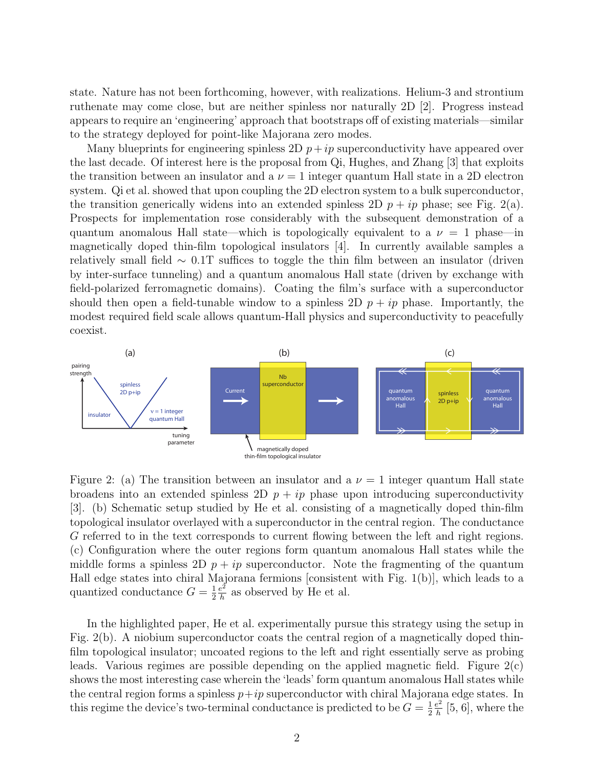state. Nature has not been forthcoming, however, with realizations. Helium-3 and strontium ruthenate may come close, but are neither spinless nor naturally 2D [2]. Progress instead appears to require an 'engineering' approach that bootstraps off of existing materials—similar to the strategy deployed for point-like Majorana zero modes.

Many blueprints for engineering spinless 2D $p+ip$ superconductivity have appeared over the last decade. Of interest here is the proposal from Qi, Hughes, and Zhang [3] that exploits the transition between an insulator and a $\nu = 1$ integer quantum Hall state in a 2D electron system. Qi et al. showed that upon coupling the 2D electron system to a bulk superconductor, the transition generically widens into an extended spinless 2D $p + ip$ phase; see Fig. 2(a). Prospects for implementation rose considerably with the subsequent demonstration of a quantum anomalous Hall state—which is topologically equivalent to a $\nu = 1$ phase—in magnetically doped thin-film topological insulators [4]. In currently available samples a relatively small field $\sim 0.1$T suffices to toggle the thin film between an insulator (driven by inter-surface tunneling) and a quantum anomalous Hall state (driven by exchange with field-polarized ferromagnetic domains). Coating the film's surface with a superconductor should then open a field-tunable window to a spinless 2D $p + ip$ phase. Importantly, the modest required field scale allows quantum-Hall physics and superconductivity to peacefully coexist.

Figure 2: (a) The transition between an insulator and a $\nu = 1$ integer quantum Hall state broadens into an extended spinless 2D $p + ip$ phase upon introducing superconductivity [3]. (b) Schematic setup studied by He et al. consisting of a magnetically doped thin-film topological insulator overlayed with a superconductor in the central region. The conductance $G$ referred to in the text corresponds to current flowing between the left and right regions. (c) Configuration where the outer regions form quantum anomalous Hall states while the middle forms a spinless 2D $p + ip$ superconductor. Note the fragmenting of the quantum Hall edge states into chiral Majorana fermions [consistent with Fig. 1(b)], which leads to a quantized conductance $G = \frac{1}{2}\frac{e^2}{h}$ as observed by He et al.

In the highlighted paper, He et al. experimentally pursue this strategy using the setup in Fig. 2(b). A niobium superconductor coats the central region of a magnetically doped thin-film topological insulator; uncoated regions to the left and right essentially serve as probing leads. Various regimes are possible depending on the applied magnetic field. Figure 2(c) shows the most interesting case wherein the 'leads' form quantum anomalous Hall states while the central region forms a spinless $p+ip$ superconductor with chiral Majorana edge states. In this regime the device's two-terminal conductance is predicted to be $G = \frac{1}{2}\frac{e^2}{h}$ [5, 6], where the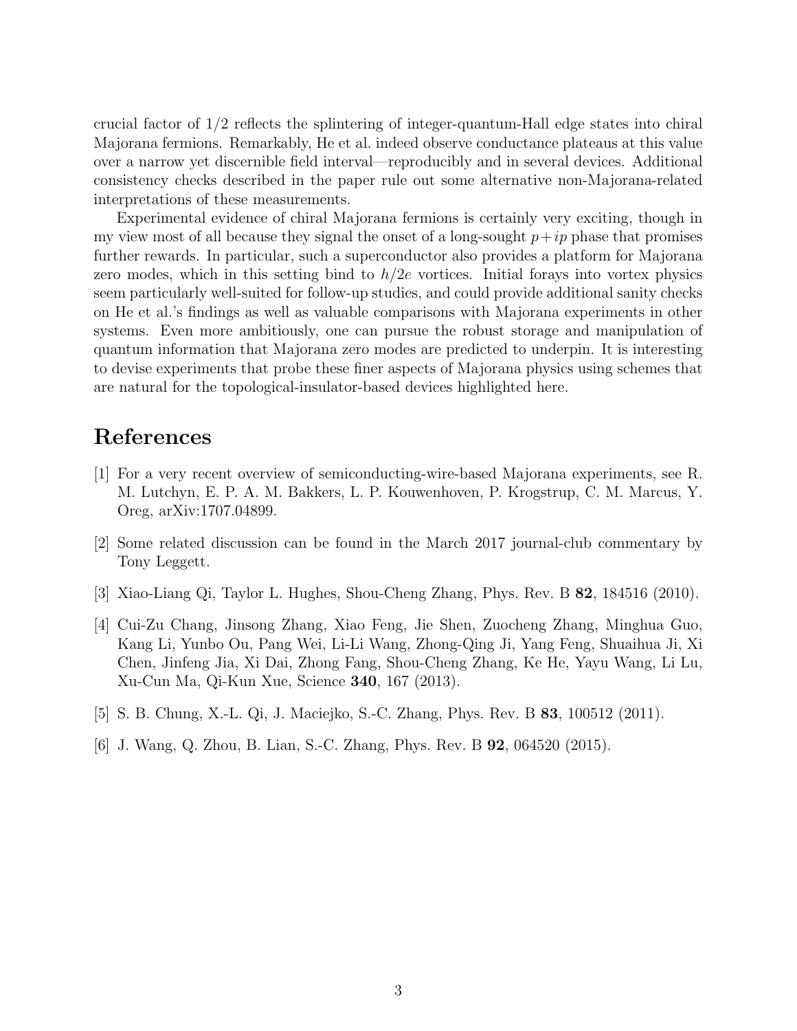crucial factor of 1/2 reflects the splintering of integer-quantum-Hall edge states into chiral Majorana fermions. Remarkably, He et al. indeed observe conductance plateaus at this value over a narrow yet discernible field interval—reproducibly and in several devices. Additional consistency checks described in the paper rule out some alternative non-Majorana-related interpretations of these measurements.

Experimental evidence of chiral Majorana fermions is certainly very exciting, though in my view most of all because they signal the onset of a long-sought $p + ip$ phase that promises further rewards. In particular, such a superconductor also provides a platform for Majorana zero modes, which in this setting bind to $h/2e$ vortices. Initial forays into vortex physics seem particularly well-suited for follow-up studies, and could provide additional sanity checks on He et al.'s findings as well as valuable comparisons with Majorana experiments in other systems. Even more ambitiously, one can pursue the robust storage and manipulation of quantum information that Majorana zero modes are predicted to underpin. It is interesting to devise experiments that probe these finer aspects of Majorana physics using schemes that are natural for the topological-insulator-based devices highlighted here.

# References

[1] For a very recent overview of semiconducting-wire-based Majorana experiments, see R. M. Lutchyn, E. P. A. M. Bakkers, L. P. Kouwenhoven, P. Krogstrup, C. M. Marcus, Y. Oreg, arXiv:1707.04899.

[2] Some related discussion can be found in the March 2017 journal-club commentary by Tony Leggett.

[3] Xiao-Liang Qi, Taylor L. Hughes, Shou-Cheng Zhang, Phys. Rev. B **82**, 184516 (2010).

[4] Cui-Zu Chang, Jinsong Zhang, Xiao Feng, Jie Shen, Zuocheng Zhang, Minghua Guo, Kang Li, Yunbo Ou, Pang Wei, Li-Li Wang, Zhong-Qing Ji, Yang Feng, Shuaihua Ji, Xi Chen, Jinfeng Jia, Xi Dai, Zhong Fang, Shou-Cheng Zhang, Ke He, Yayu Wang, Li Lu, Xu-Cun Ma, Qi-Kun Xue, Science **340**, 167 (2013).

[5] S. B. Chung, X.-L. Qi, J. Maciejko, S.-C. Zhang, Phys. Rev. B **83**, 100512 (2011).

[6] J. Wang, Q. Zhou, B. Lian, S.-C. Zhang, Phys. Rev. B **92**, 064520 (2015).